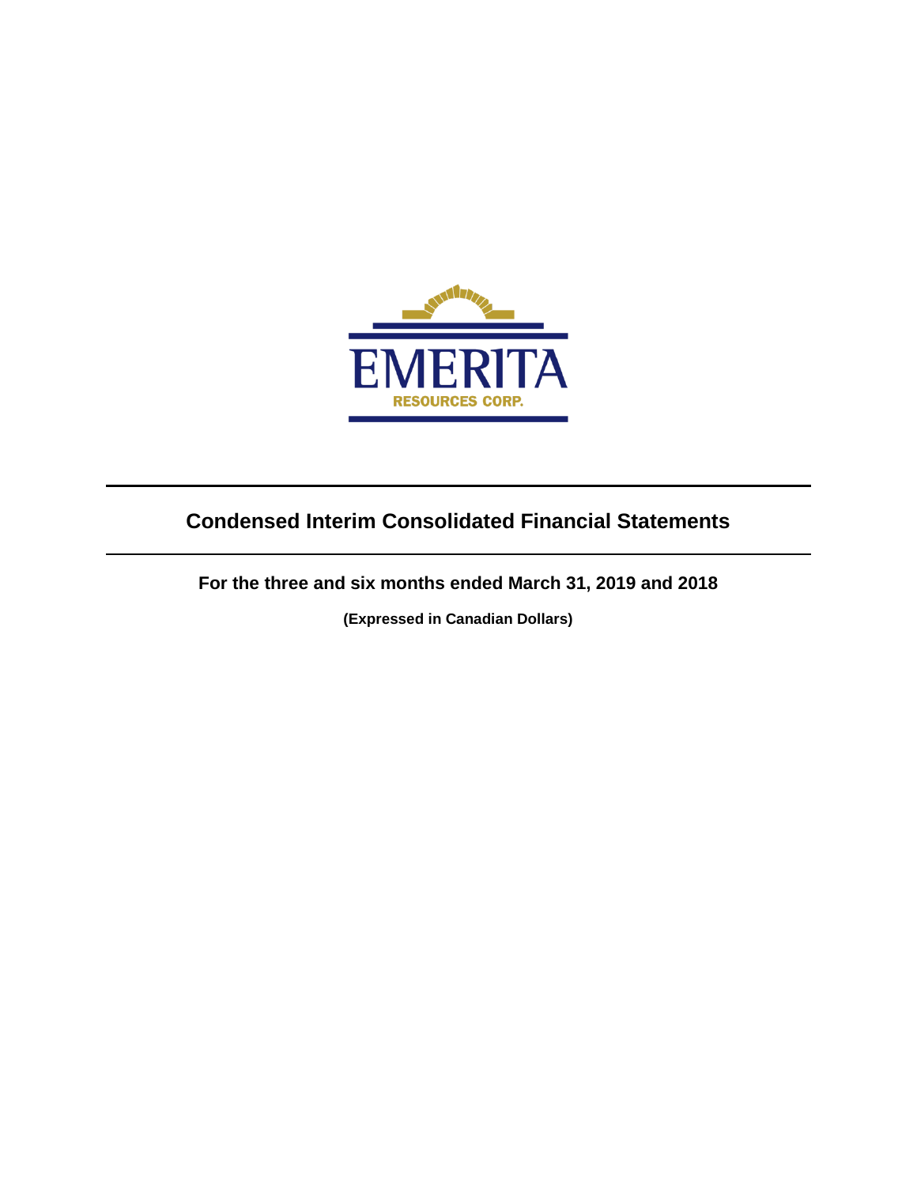EMERITA

RESOURCES CORP.

# Condensed Interim Consolidated Financial Statements

## For the three and six months ended March 31, 2019 and 2018

**(Expressed in Canadian Dollars)**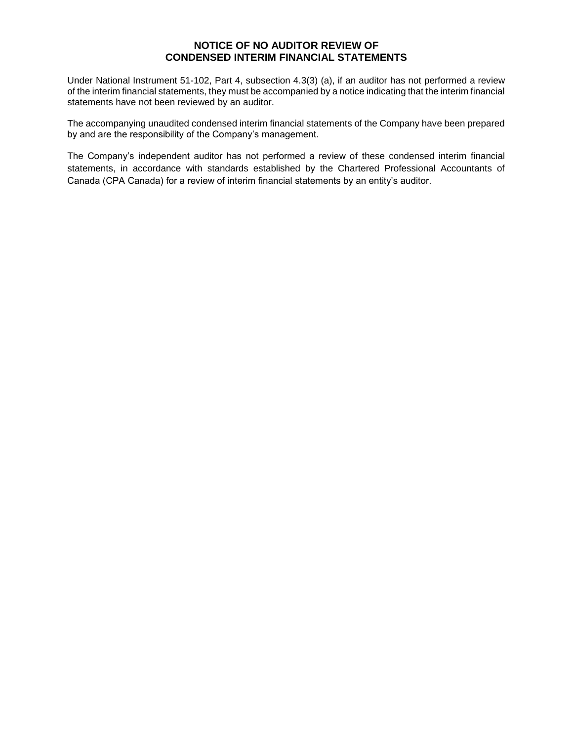# NOTICE OF NO AUDITOR REVIEW OF CONDENSED INTERIM FINANCIAL STATEMENTS

Under National Instrument 51-102, Part 4, subsection 4.3(3) (a), if an auditor has not performed a review of the interim financial statements, they must be accompanied by a notice indicating that the interim financial statements have not been reviewed by an auditor.

The accompanying unaudited condensed interim financial statements of the Company have been prepared by and are the responsibility of the Company's management.

The Company's independent auditor has not performed a review of these condensed interim financial statements, in accordance with standards established by the Chartered Professional Accountants of Canada (CPA Canada) for a review of interim financial statements by an entity's auditor.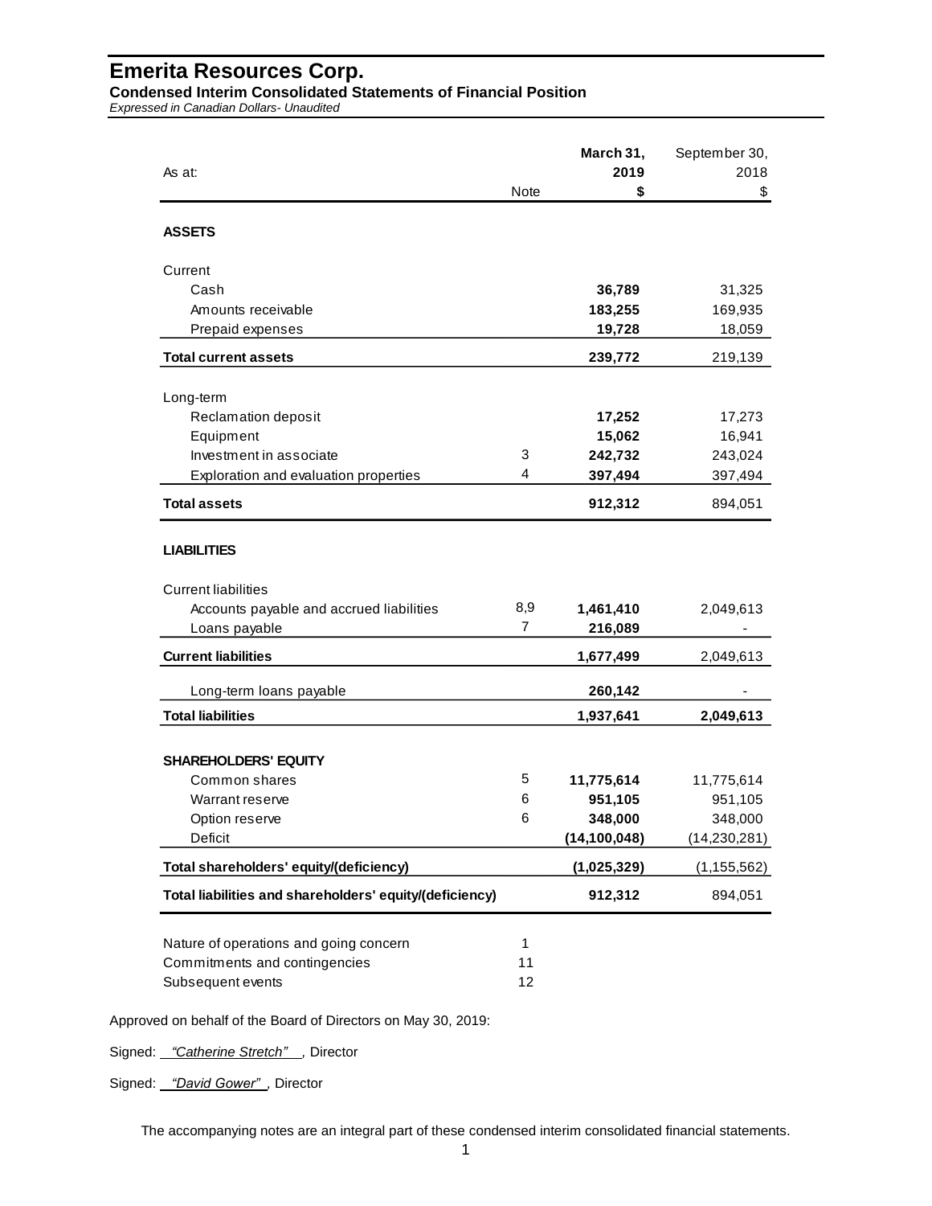# Emerita Resources Corp.

**Condensed Interim Consolidated Statements of Financial Position**

*Expressed in Canadian Dollars- Unaudited*

| As at: | Note | March 31, 2019 $ | September 30, 2018 $ |
|---|---|---|---|
| **ASSETS** | | | |
| Current | | | |
| Cash | | **36,789** | 31,325 |
| Amounts receivable | | **183,255** | 169,935 |
| Prepaid expenses | | **19,728** | 18,059 |
| **Total current assets** | | **239,772** | 219,139 |
| Long-term | | | |
| Reclamation deposit | | **17,252** | 17,273 |
| Equipment | | **15,062** | 16,941 |
| Investment in associate | 3 | **242,732** | 243,024 |
| Exploration and evaluation properties | 4 | **397,494** | 397,494 |
| **Total assets** | | **912,312** | 894,051 |
| **LIABILITIES** | | | |
| Current liabilities | | | |
| Accounts payable and accrued liabilities | 8,9 | **1,461,410** | 2,049,613 |
| Loans payable | 7 | **216,089** | - |
| **Current liabilities** | | **1,677,499** | 2,049,613 |
| Long-term loans payable | | **260,142** | - |
| **Total liabilities** | | **1,937,641** | **2,049,613** |
| **SHAREHOLDERS' EQUITY** | | | |
| Common shares | 5 | **11,775,614** | 11,775,614 |
| Warrant reserve | 6 | **951,105** | 951,105 |
| Option reserve | 6 | **348,000** | 348,000 |
| Deficit | | **(14,100,048)** | (14,230,281) |
| **Total shareholders' equity/(deficiency)** | | **(1,025,329)** | (1,155,562) |
| **Total liabilities and shareholders' equity/(deficiency)** | | **912,312** | 894,051 |

| | |
|---|---|
| Nature of operations and going concern | 1 |
| Commitments and contingencies | 11 |
| Subsequent events | 12 |

Approved on behalf of the Board of Directors on May 30, 2019:

Signed: *"Catherine Stretch"*, Director

Signed: *"David Gower"*, Director

The accompanying notes are an integral part of these condensed interim consolidated financial statements.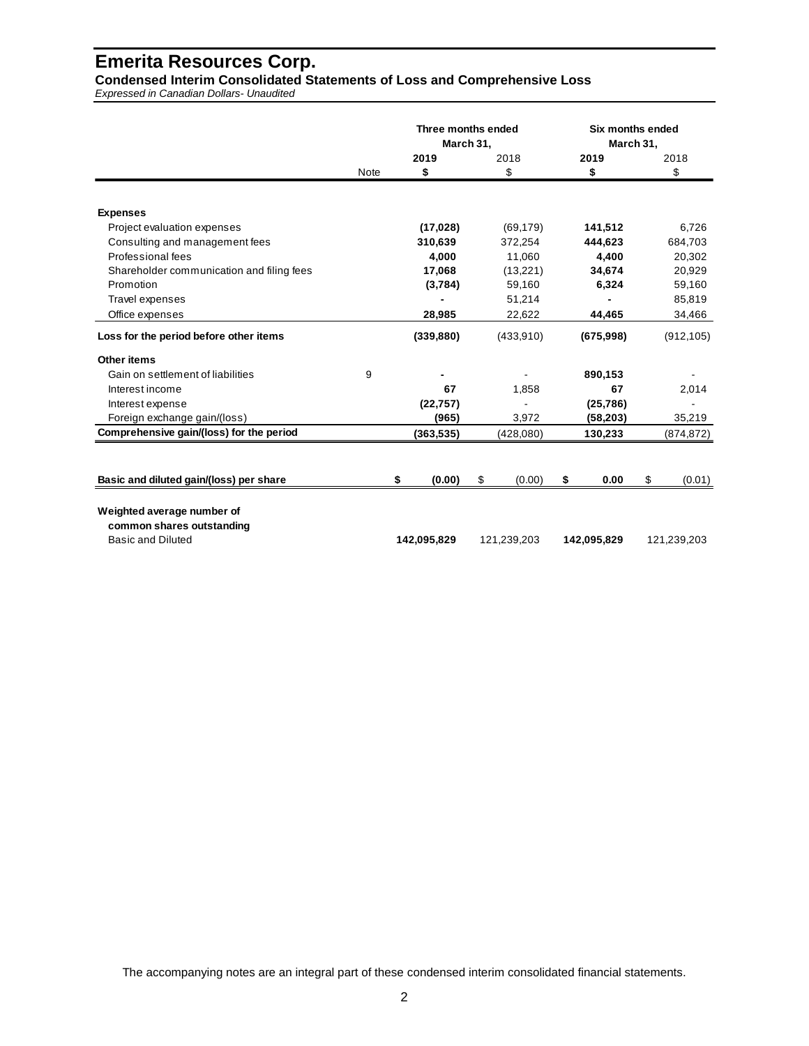# Emerita Resources Corp.

**Condensed Interim Consolidated Statements of Loss and Comprehensive Loss**

*Expressed in Canadian Dollars- Unaudited*

| | | Three months ended March 31, | | Six months ended March 31, | |
|---|---|---|---|---|---|
| | | **2019** | 2018 | **2019** | 2018 |
| | Note | **$** | $ | **$** | $ |
| **Expenses** | | | | | |
| Project evaluation expenses | | **(17,028)** | (69,179) | **141,512** | 6,726 |
| Consulting and management fees | | **310,639** | 372,254 | **444,623** | 684,703 |
| Professional fees | | **4,000** | 11,060 | **4,400** | 20,302 |
| Shareholder communication and filing fees | | **17,068** | (13,221) | **34,674** | 20,929 |
| Promotion | | **(3,784)** | 59,160 | **6,324** | 59,160 |
| Travel expenses | | **-** | 51,214 | **-** | 85,819 |
| Office expenses | | **28,985** | 22,622 | **44,465** | 34,466 |
| **Loss for the period before other items** | | **(339,880)** | (433,910) | **(675,998)** | (912,105) |
| **Other items** | | | | | |
| Gain on settlement of liabilities | 9 | **-** | - | **890,153** | - |
| Interest income | | **67** | 1,858 | **67** | 2,014 |
| Interest expense | | **(22,757)** | - | **(25,786)** | - |
| Foreign exchange gain/(loss) | | **(965)** | 3,972 | **(58,203)** | 35,219 |
| **Comprehensive gain/(loss) for the period** | | **(363,535)** | (428,080) | **130,233** | (874,872) |
| | | | | | |
| **Basic and diluted gain/(loss) per share** | | **$ (0.00)** | $ (0.00) | **$ 0.00** | $ (0.01) |
| | | | | | |
| **Weighted average number of common shares outstanding** | | | | | |
| Basic and Diluted | | **142,095,829** | 121,239,203 | **142,095,829** | 121,239,203 |

The accompanying notes are an integral part of these condensed interim consolidated financial statements.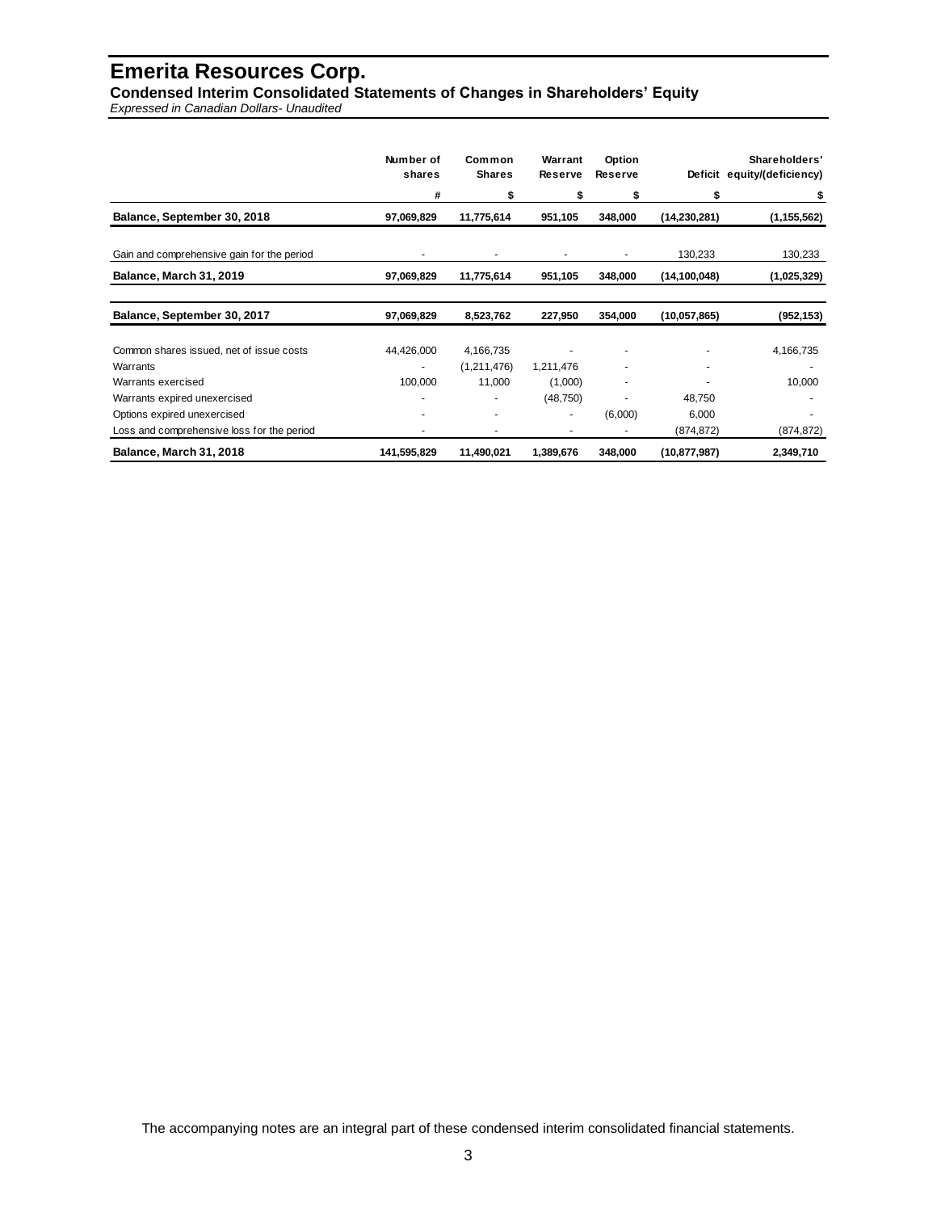# Emerita Resources Corp.

## Condensed Interim Consolidated Statements of Changes in Shareholders' Equity

*Expressed in Canadian Dollars- Unaudited*

| | Number of shares | Common Shares | Warrant Reserve | Option Reserve | Deficit | Shareholders' equity/(deficiency) |
|---|---|---|---|---|---|---|
| | # | $ | $ | $ | $ | $ |
| **Balance, September 30, 2018** | **97,069,829** | **11,775,614** | **951,105** | **348,000** | **(14,230,281)** | **(1,155,562)** |
| Gain and comprehensive gain for the period | - | - | - | - | 130,233 | 130,233 |
| **Balance, March 31, 2019** | **97,069,829** | **11,775,614** | **951,105** | **348,000** | **(14,100,048)** | **(1,025,329)** |
| | | | | | | |
| **Balance, September 30, 2017** | **97,069,829** | **8,523,762** | **227,950** | **354,000** | **(10,057,865)** | **(952,153)** |
| Common shares issued, net of issue costs | 44,426,000 | 4,166,735 | - | - | - | 4,166,735 |
| Warrants | - | (1,211,476) | 1,211,476 | - | - | - |
| Warrants exercised | 100,000 | 11,000 | (1,000) | - | - | 10,000 |
| Warrants expired unexercised | - | - | (48,750) | - | 48,750 | - |
| Options expired unexercised | - | - | - | (6,000) | 6,000 | - |
| Loss and comprehensive loss for the period | - | - | - | - | (874,872) | (874,872) |
| **Balance, March 31, 2018** | **141,595,829** | **11,490,021** | **1,389,676** | **348,000** | **(10,877,987)** | **2,349,710** |

The accompanying notes are an integral part of these condensed interim consolidated financial statements.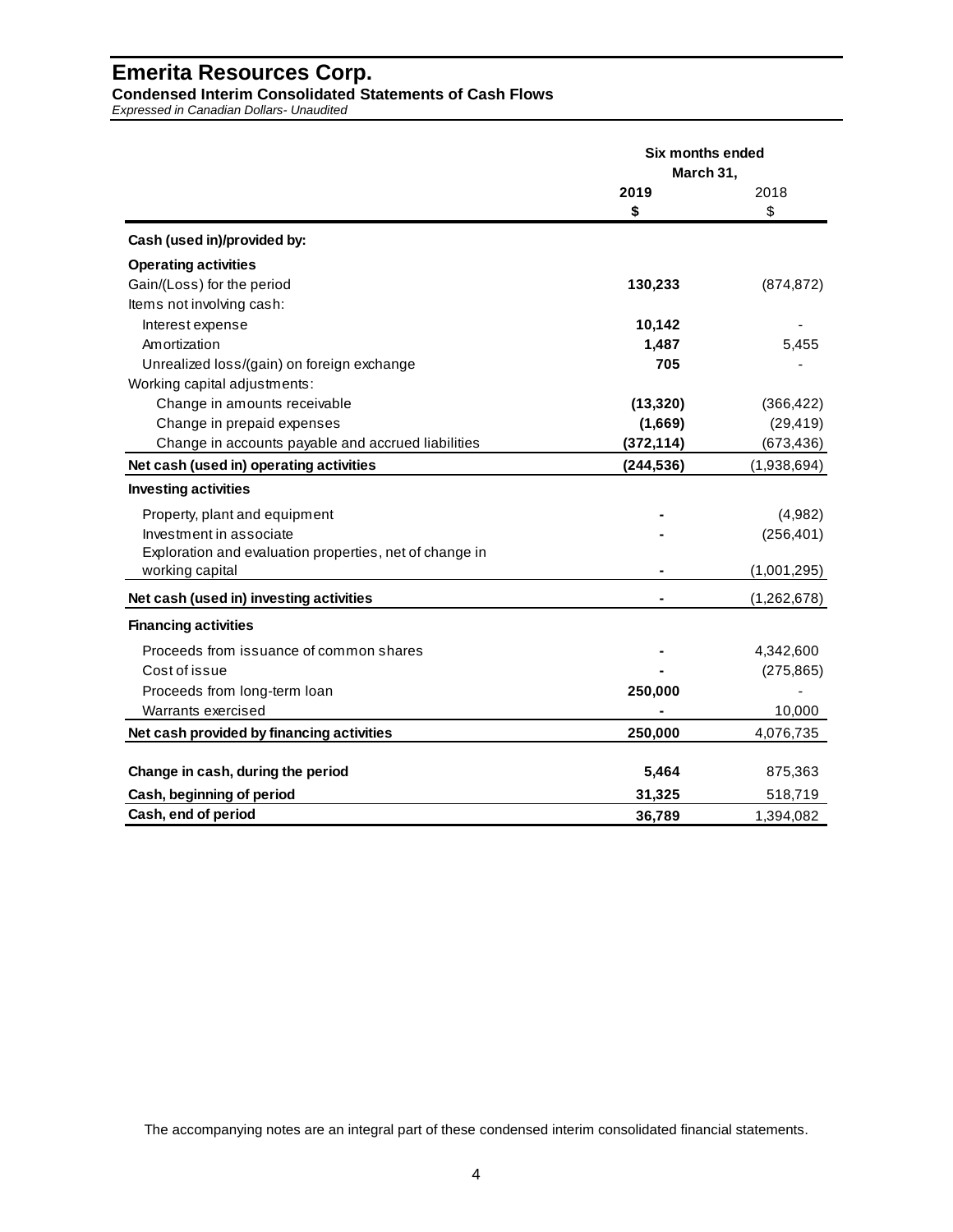# Emerita Resources Corp.

**Condensed Interim Consolidated Statements of Cash Flows**

*Expressed in Canadian Dollars- Unaudited*

| | Six months ended March 31, | |
|---|---|---|
| | **2019** | 2018 |
| | **$** | $ |
| **Cash (used in)/provided by:** | | |
| **Operating activities** | | |
| Gain/(Loss) for the period | **130,233** | (874,872) |
| Items not involving cash: | | |
| Interest expense | **10,142** | - |
| Amortization | **1,487** | 5,455 |
| Unrealized loss/(gain) on foreign exchange | **705** | - |
| Working capital adjustments: | | |
| Change in amounts receivable | **(13,320)** | (366,422) |
| Change in prepaid expenses | **(1,669)** | (29,419) |
| Change in accounts payable and accrued liabilities | **(372,114)** | (673,436) |
| **Net cash (used in) operating activities** | **(244,536)** | (1,938,694) |
| **Investing activities** | | |
| Property, plant and equipment | **-** | (4,982) |
| Investment in associate | **-** | (256,401) |
| Exploration and evaluation properties, net of change in working capital | **-** | (1,001,295) |
| **Net cash (used in) investing activities** | **-** | (1,262,678) |
| **Financing activities** | | |
| Proceeds from issuance of common shares | **-** | 4,342,600 |
| Cost of issue | **-** | (275,865) |
| Proceeds from long-term loan | **250,000** | - |
| Warrants exercised | **-** | 10,000 |
| **Net cash provided by financing activities** | **250,000** | 4,076,735 |
| **Change in cash, during the period** | **5,464** | 875,363 |
| **Cash, beginning of period** | **31,325** | 518,719 |
| **Cash, end of period** | **36,789** | 1,394,082 |

The accompanying notes are an integral part of these condensed interim consolidated financial statements.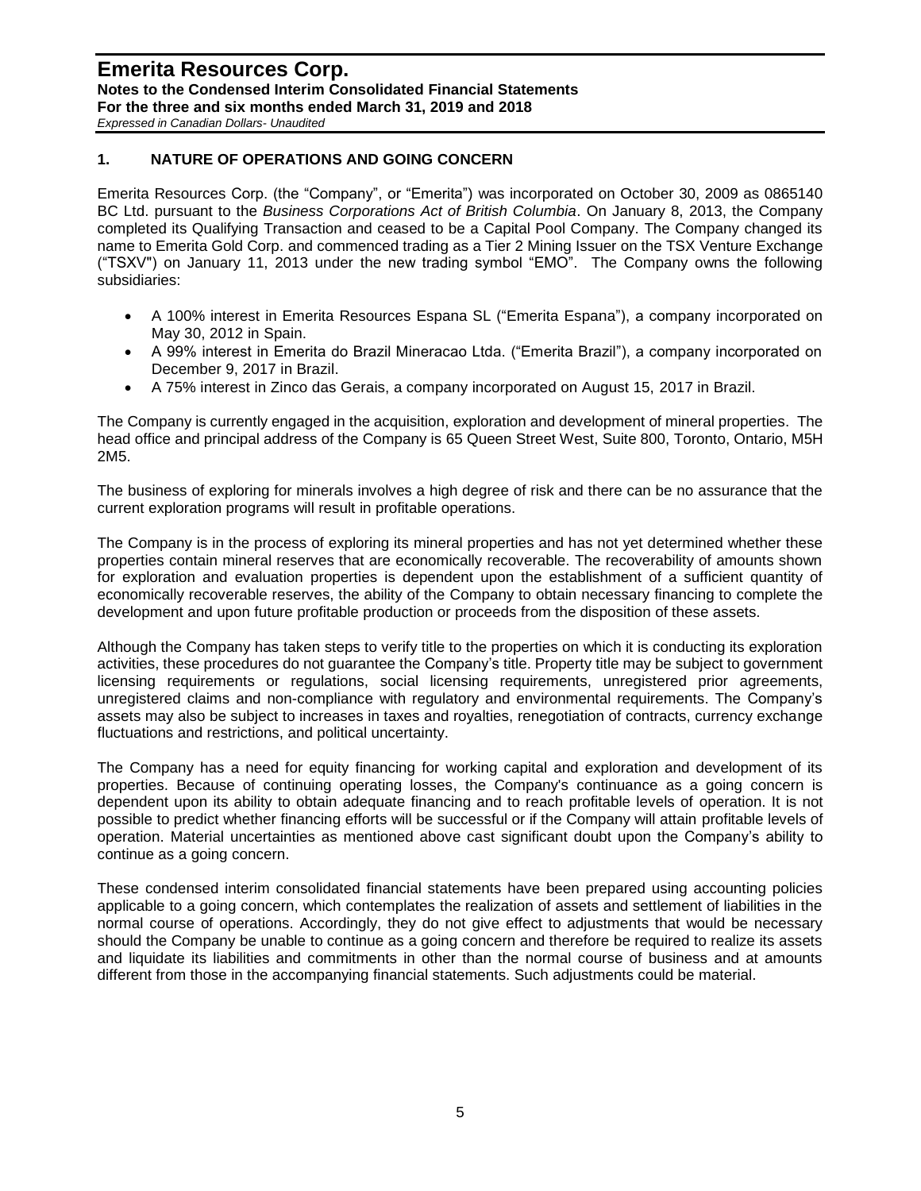## 1. NATURE OF OPERATIONS AND GOING CONCERN

Emerita Resources Corp. (the "Company", or "Emerita") was incorporated on October 30, 2009 as 0865140 BC Ltd. pursuant to the *Business Corporations Act of British Columbia*. On January 8, 2013, the Company completed its Qualifying Transaction and ceased to be a Capital Pool Company. The Company changed its name to Emerita Gold Corp. and commenced trading as a Tier 2 Mining Issuer on the TSX Venture Exchange ("TSXV") on January 11, 2013 under the new trading symbol "EMO". The Company owns the following subsidiaries:

- A 100% interest in Emerita Resources Espana SL ("Emerita Espana"), a company incorporated on May 30, 2012 in Spain.
- A 99% interest in Emerita do Brazil Mineracao Ltda. ("Emerita Brazil"), a company incorporated on December 9, 2017 in Brazil.
- A 75% interest in Zinco das Gerais, a company incorporated on August 15, 2017 in Brazil.

The Company is currently engaged in the acquisition, exploration and development of mineral properties. The head office and principal address of the Company is 65 Queen Street West, Suite 800, Toronto, Ontario, M5H 2M5.

The business of exploring for minerals involves a high degree of risk and there can be no assurance that the current exploration programs will result in profitable operations.

The Company is in the process of exploring its mineral properties and has not yet determined whether these properties contain mineral reserves that are economically recoverable. The recoverability of amounts shown for exploration and evaluation properties is dependent upon the establishment of a sufficient quantity of economically recoverable reserves, the ability of the Company to obtain necessary financing to complete the development and upon future profitable production or proceeds from the disposition of these assets.

Although the Company has taken steps to verify title to the properties on which it is conducting its exploration activities, these procedures do not guarantee the Company's title. Property title may be subject to government licensing requirements or regulations, social licensing requirements, unregistered prior agreements, unregistered claims and non-compliance with regulatory and environmental requirements. The Company's assets may also be subject to increases in taxes and royalties, renegotiation of contracts, currency exchange fluctuations and restrictions, and political uncertainty.

The Company has a need for equity financing for working capital and exploration and development of its properties. Because of continuing operating losses, the Company's continuance as a going concern is dependent upon its ability to obtain adequate financing and to reach profitable levels of operation. It is not possible to predict whether financing efforts will be successful or if the Company will attain profitable levels of operation. Material uncertainties as mentioned above cast significant doubt upon the Company's ability to continue as a going concern.

These condensed interim consolidated financial statements have been prepared using accounting policies applicable to a going concern, which contemplates the realization of assets and settlement of liabilities in the normal course of operations. Accordingly, they do not give effect to adjustments that would be necessary should the Company be unable to continue as a going concern and therefore be required to realize its assets and liquidate its liabilities and commitments in other than the normal course of business and at amounts different from those in the accompanying financial statements. Such adjustments could be material.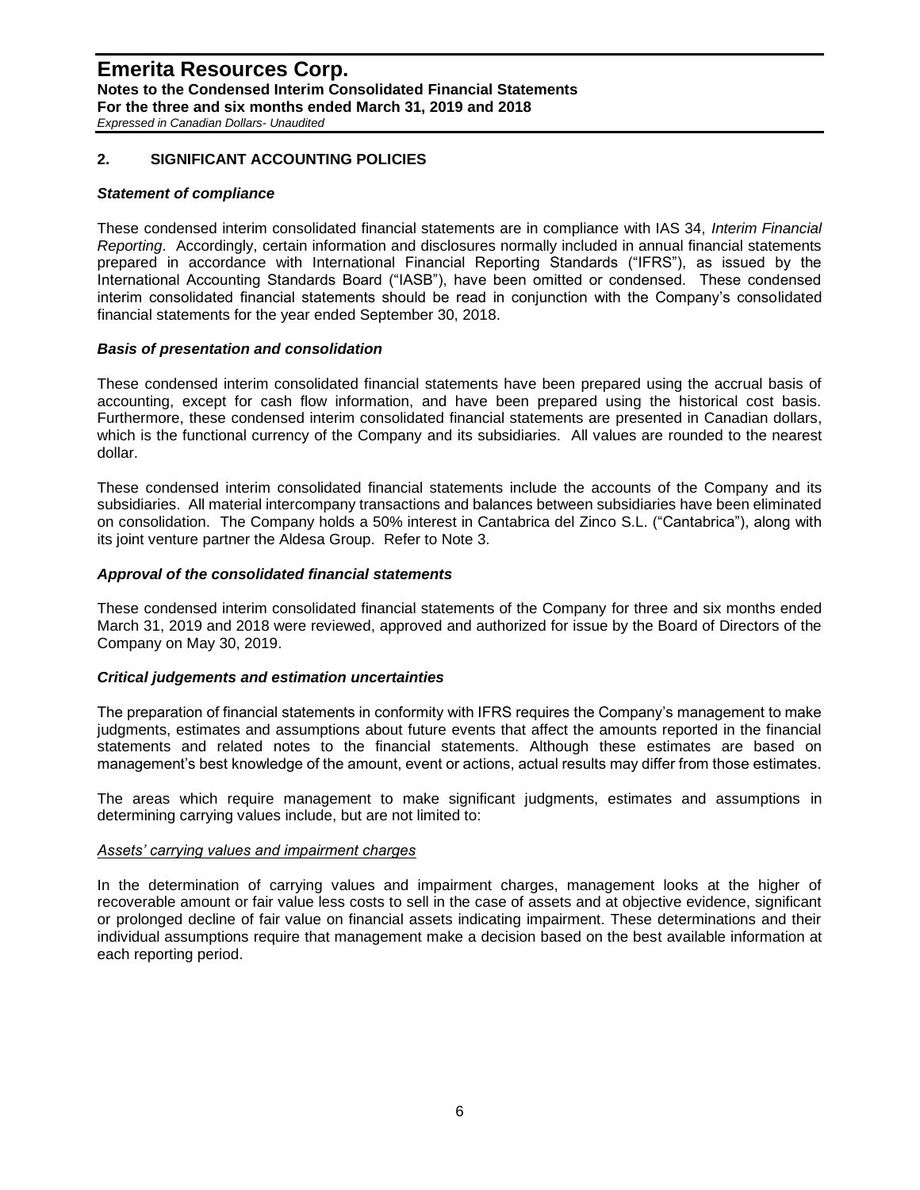## 2. SIGNIFICANT ACCOUNTING POLICIES

### *Statement of compliance*

These condensed interim consolidated financial statements are in compliance with IAS 34, *Interim Financial Reporting*. Accordingly, certain information and disclosures normally included in annual financial statements prepared in accordance with International Financial Reporting Standards ("IFRS"), as issued by the International Accounting Standards Board ("IASB"), have been omitted or condensed. These condensed interim consolidated financial statements should be read in conjunction with the Company's consolidated financial statements for the year ended September 30, 2018.

### *Basis of presentation and consolidation*

These condensed interim consolidated financial statements have been prepared using the accrual basis of accounting, except for cash flow information, and have been prepared using the historical cost basis. Furthermore, these condensed interim consolidated financial statements are presented in Canadian dollars, which is the functional currency of the Company and its subsidiaries. All values are rounded to the nearest dollar.

These condensed interim consolidated financial statements include the accounts of the Company and its subsidiaries. All material intercompany transactions and balances between subsidiaries have been eliminated on consolidation. The Company holds a 50% interest in Cantabrica del Zinco S.L. ("Cantabrica"), along with its joint venture partner the Aldesa Group. Refer to Note 3.

### *Approval of the consolidated financial statements*

These condensed interim consolidated financial statements of the Company for three and six months ended March 31, 2019 and 2018 were reviewed, approved and authorized for issue by the Board of Directors of the Company on May 30, 2019.

### *Critical judgements and estimation uncertainties*

The preparation of financial statements in conformity with IFRS requires the Company's management to make judgments, estimates and assumptions about future events that affect the amounts reported in the financial statements and related notes to the financial statements. Although these estimates are based on management's best knowledge of the amount, event or actions, actual results may differ from those estimates.

The areas which require management to make significant judgments, estimates and assumptions in determining carrying values include, but are not limited to:

*Assets' carrying values and impairment charges*

In the determination of carrying values and impairment charges, management looks at the higher of recoverable amount or fair value less costs to sell in the case of assets and at objective evidence, significant or prolonged decline of fair value on financial assets indicating impairment. These determinations and their individual assumptions require that management make a decision based on the best available information at each reporting period.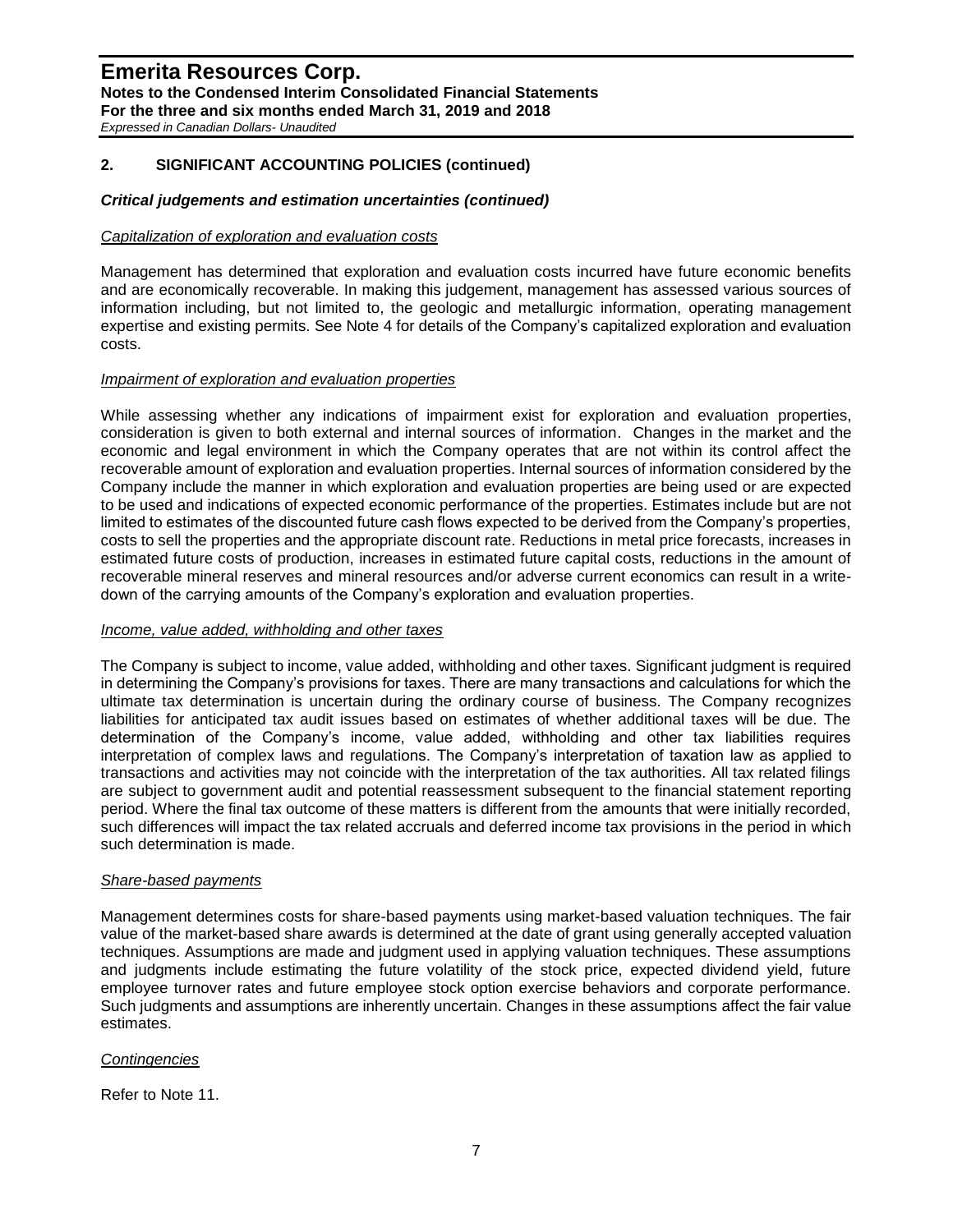## 2. SIGNIFICANT ACCOUNTING POLICIES (continued)

### *Critical judgements and estimation uncertainties (continued)*

*Capitalization of exploration and evaluation costs*

Management has determined that exploration and evaluation costs incurred have future economic benefits and are economically recoverable. In making this judgement, management has assessed various sources of information including, but not limited to, the geologic and metallurgic information, operating management expertise and existing permits. See Note 4 for details of the Company's capitalized exploration and evaluation costs.

*Impairment of exploration and evaluation properties*

While assessing whether any indications of impairment exist for exploration and evaluation properties, consideration is given to both external and internal sources of information. Changes in the market and the economic and legal environment in which the Company operates that are not within its control affect the recoverable amount of exploration and evaluation properties. Internal sources of information considered by the Company include the manner in which exploration and evaluation properties are being used or are expected to be used and indications of expected economic performance of the properties. Estimates include but are not limited to estimates of the discounted future cash flows expected to be derived from the Company's properties, costs to sell the properties and the appropriate discount rate. Reductions in metal price forecasts, increases in estimated future costs of production, increases in estimated future capital costs, reductions in the amount of recoverable mineral reserves and mineral resources and/or adverse current economics can result in a write-down of the carrying amounts of the Company's exploration and evaluation properties.

*Income, value added, withholding and other taxes*

The Company is subject to income, value added, withholding and other taxes. Significant judgment is required in determining the Company's provisions for taxes. There are many transactions and calculations for which the ultimate tax determination is uncertain during the ordinary course of business. The Company recognizes liabilities for anticipated tax audit issues based on estimates of whether additional taxes will be due. The determination of the Company's income, value added, withholding and other tax liabilities requires interpretation of complex laws and regulations. The Company's interpretation of taxation law as applied to transactions and activities may not coincide with the interpretation of the tax authorities. All tax related filings are subject to government audit and potential reassessment subsequent to the financial statement reporting period. Where the final tax outcome of these matters is different from the amounts that were initially recorded, such differences will impact the tax related accruals and deferred income tax provisions in the period in which such determination is made.

*Share-based payments*

Management determines costs for share-based payments using market-based valuation techniques. The fair value of the market-based share awards is determined at the date of grant using generally accepted valuation techniques. Assumptions are made and judgment used in applying valuation techniques. These assumptions and judgments include estimating the future volatility of the stock price, expected dividend yield, future employee turnover rates and future employee stock option exercise behaviors and corporate performance. Such judgments and assumptions are inherently uncertain. Changes in these assumptions affect the fair value estimates.

*Contingencies*

Refer to Note 11.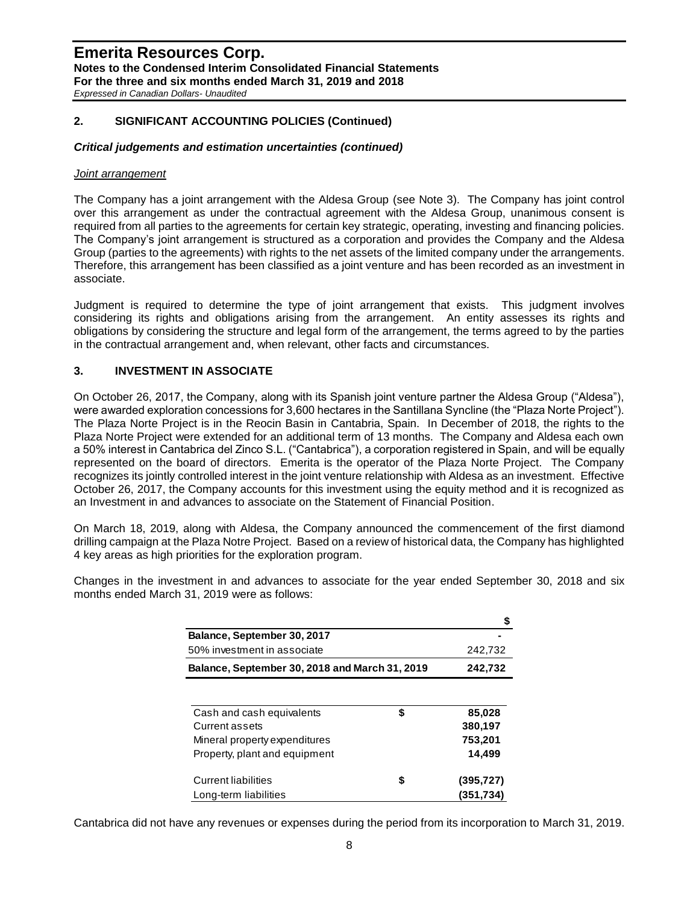## 2. SIGNIFICANT ACCOUNTING POLICIES (Continued)

### *Critical judgements and estimation uncertainties (continued)*

*Joint arrangement*

The Company has a joint arrangement with the Aldesa Group (see Note 3). The Company has joint control over this arrangement as under the contractual agreement with the Aldesa Group, unanimous consent is required from all parties to the agreements for certain key strategic, operating, investing and financing policies. The Company's joint arrangement is structured as a corporation and provides the Company and the Aldesa Group (parties to the agreements) with rights to the net assets of the limited company under the arrangements. Therefore, this arrangement has been classified as a joint venture and has been recorded as an investment in associate.

Judgment is required to determine the type of joint arrangement that exists. This judgment involves considering its rights and obligations arising from the arrangement. An entity assesses its rights and obligations by considering the structure and legal form of the arrangement, the terms agreed to by the parties in the contractual arrangement and, when relevant, other facts and circumstances.

## 3. INVESTMENT IN ASSOCIATE

On October 26, 2017, the Company, along with its Spanish joint venture partner the Aldesa Group ("Aldesa"), were awarded exploration concessions for 3,600 hectares in the Santillana Syncline (the "Plaza Norte Project"). The Plaza Norte Project is in the Reocin Basin in Cantabria, Spain. In December of 2018, the rights to the Plaza Norte Project were extended for an additional term of 13 months. The Company and Aldesa each own a 50% interest in Cantabrica del Zinco S.L. ("Cantabrica"), a corporation registered in Spain, and will be equally represented on the board of directors. Emerita is the operator of the Plaza Norte Project. The Company recognizes its jointly controlled interest in the joint venture relationship with Aldesa as an investment. Effective October 26, 2017, the Company accounts for this investment using the equity method and it is recognized as an Investment in and advances to associate on the Statement of Financial Position.

On March 18, 2019, along with Aldesa, the Company announced the commencement of the first diamond drilling campaign at the Plaza Notre Project. Based on a review of historical data, the Company has highlighted 4 key areas as high priorities for the exploration program.

Changes in the investment in and advances to associate for the year ended September 30, 2018 and six months ended March 31, 2019 were as follows:

| | $ |
|---|---|
| **Balance, September 30, 2017** | - |
| 50% investment in associate | 242,732 |
| **Balance, September 30, 2018 and March 31, 2019** | **242,732** |

| | | |
|---|---|---|
| Cash and cash equivalents | $ | **85,028** |
| Current assets | | **380,197** |
| Mineral property expenditures | | **753,201** |
| Property, plant and equipment | | **14,499** |
| Current liabilities | $ | **(395,727)** |
| Long-term liabilities | | **(351,734)** |

Cantabrica did not have any revenues or expenses during the period from its incorporation to March 31, 2019.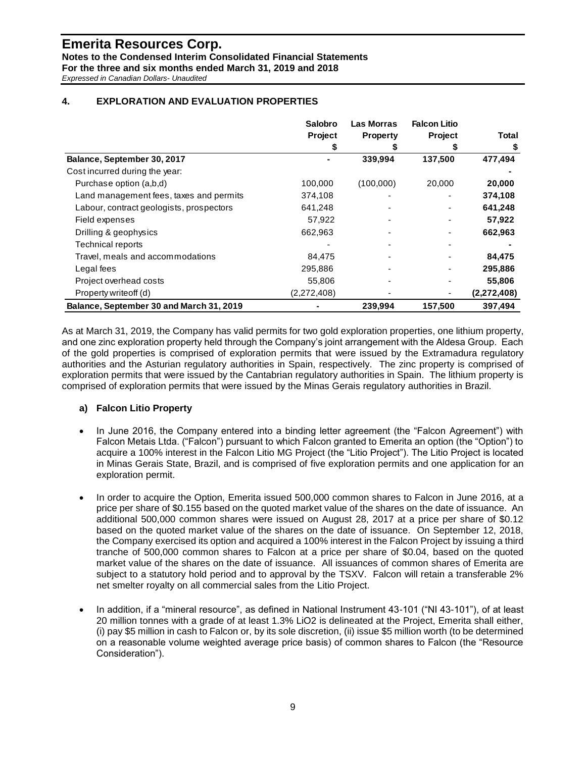## 4. EXPLORATION AND EVALUATION PROPERTIES

| | Salobro Project | Las Morras Property | Falcon Litio Project | Total |
|---|---|---|---|---|
| | $ | $ | $ | $ |
| **Balance, September 30, 2017** | - | **339,994** | **137,500** | **477,494** |
| Cost incurred during the year: | | | | - |
| Purchase option (a,b,d) | 100,000 | (100,000) | 20,000 | **20,000** |
| Land management fees, taxes and permits | 374,108 | - | - | **374,108** |
| Labour, contract geologists, prospectors | 641,248 | - | - | **641,248** |
| Field expenses | 57,922 | - | - | **57,922** |
| Drilling & geophysics | 662,963 | - | - | **662,963** |
| Technical reports | - | - | - | **-** |
| Travel, meals and accommodations | 84,475 | - | - | **84,475** |
| Legal fees | 295,886 | - | - | **295,886** |
| Project overhead costs | 55,806 | - | - | **55,806** |
| Property writeoff (d) | (2,272,408) | - | - | **(2,272,408)** |
| **Balance, September 30 and March 31, 2019** | - | **239,994** | **157,500** | **397,494** |

As at March 31, 2019, the Company has valid permits for two gold exploration properties, one lithium property, and one zinc exploration property held through the Company's joint arrangement with the Aldesa Group. Each of the gold properties is comprised of exploration permits that were issued by the Extramadura regulatory authorities and the Asturian regulatory authorities in Spain, respectively. The zinc property is comprised of exploration permits that were issued by the Cantabrian regulatory authorities in Spain. The lithium property is comprised of exploration permits that were issued by the Minas Gerais regulatory authorities in Brazil.

### a) Falcon Litio Property

- In June 2016, the Company entered into a binding letter agreement (the "Falcon Agreement") with Falcon Metais Ltda. ("Falcon") pursuant to which Falcon granted to Emerita an option (the "Option") to acquire a 100% interest in the Falcon Litio MG Project (the "Litio Project"). The Litio Project is located in Minas Gerais State, Brazil, and is comprised of five exploration permits and one application for an exploration permit.

- In order to acquire the Option, Emerita issued 500,000 common shares to Falcon in June 2016, at a price per share of $0.155 based on the quoted market value of the shares on the date of issuance. An additional 500,000 common shares were issued on August 28, 2017 at a price per share of $0.12 based on the quoted market value of the shares on the date of issuance. On September 12, 2018, the Company exercised its option and acquired a 100% interest in the Falcon Project by issuing a third tranche of 500,000 common shares to Falcon at a price per share of $0.04, based on the quoted market value of the shares on the date of issuance. All issuances of common shares of Emerita are subject to a statutory hold period and to approval by the TSXV. Falcon will retain a transferable 2% net smelter royalty on all commercial sales from the Litio Project.

- In addition, if a "mineral resource", as defined in National Instrument 43-101 ("NI 43-101"), of at least 20 million tonnes with a grade of at least 1.3% $LiO_2$ is delineated at the Project, Emerita shall either, (i) pay $5 million in cash to Falcon or, by its sole discretion, (ii) issue $5 million worth (to be determined on a reasonable volume weighted average price basis) of common shares to Falcon (the "Resource Consideration").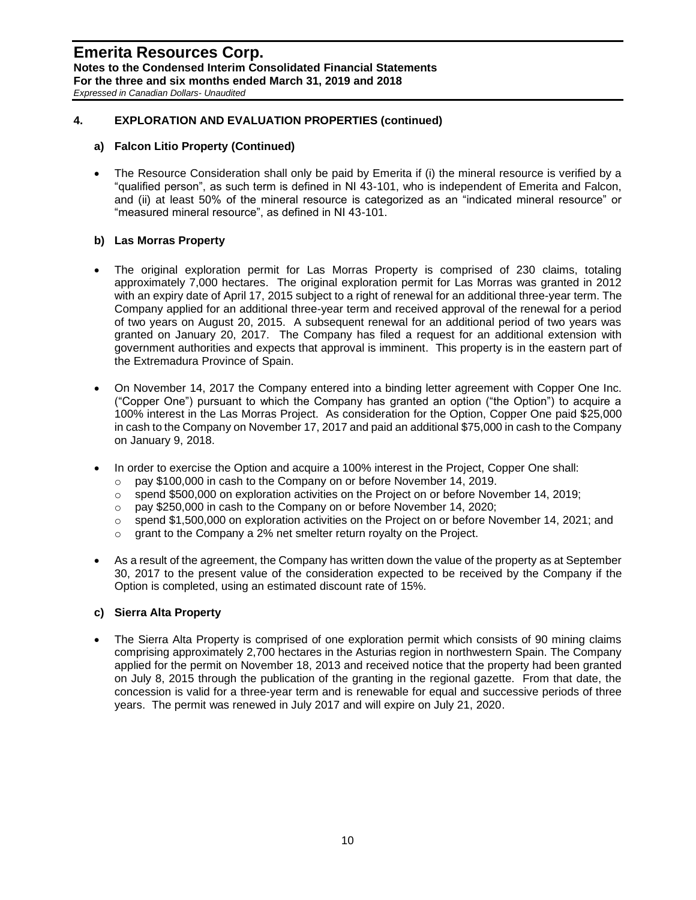## 4. EXPLORATION AND EVALUATION PROPERTIES (continued)

### a) Falcon Litio Property (Continued)

- The Resource Consideration shall only be paid by Emerita if (i) the mineral resource is verified by a "qualified person", as such term is defined in NI 43-101, who is independent of Emerita and Falcon, and (ii) at least 50% of the mineral resource is categorized as an "indicated mineral resource" or "measured mineral resource", as defined in NI 43-101.

### b) Las Morras Property

- The original exploration permit for Las Morras Property is comprised of 230 claims, totaling approximately 7,000 hectares. The original exploration permit for Las Morras was granted in 2012 with an expiry date of April 17, 2015 subject to a right of renewal for an additional three-year term. The Company applied for an additional three-year term and received approval of the renewal for a period of two years on August 20, 2015. A subsequent renewal for an additional period of two years was granted on January 20, 2017. The Company has filed a request for an additional extension with government authorities and expects that approval is imminent. This property is in the eastern part of the Extremadura Province of Spain.

- On November 14, 2017 the Company entered into a binding letter agreement with Copper One Inc. ("Copper One") pursuant to which the Company has granted an option ("the Option") to acquire a 100% interest in the Las Morras Project. As consideration for the Option, Copper One paid $25,000 in cash to the Company on November 17, 2017 and paid an additional $75,000 in cash to the Company on January 9, 2018.

- In order to exercise the Option and acquire a 100% interest in the Project, Copper One shall:
  - pay $100,000 in cash to the Company on or before November 14, 2019.
  - spend $500,000 on exploration activities on the Project on or before November 14, 2019;
  - pay $250,000 in cash to the Company on or before November 14, 2020;
  - spend $1,500,000 on exploration activities on the Project on or before November 14, 2021; and
  - grant to the Company a 2% net smelter return royalty on the Project.

- As a result of the agreement, the Company has written down the value of the property as at September 30, 2017 to the present value of the consideration expected to be received by the Company if the Option is completed, using an estimated discount rate of 15%.

### c) Sierra Alta Property

- The Sierra Alta Property is comprised of one exploration permit which consists of 90 mining claims comprising approximately 2,700 hectares in the Asturias region in northwestern Spain. The Company applied for the permit on November 18, 2013 and received notice that the property had been granted on July 8, 2015 through the publication of the granting in the regional gazette. From that date, the concession is valid for a three-year term and is renewable for equal and successive periods of three years. The permit was renewed in July 2017 and will expire on July 21, 2020.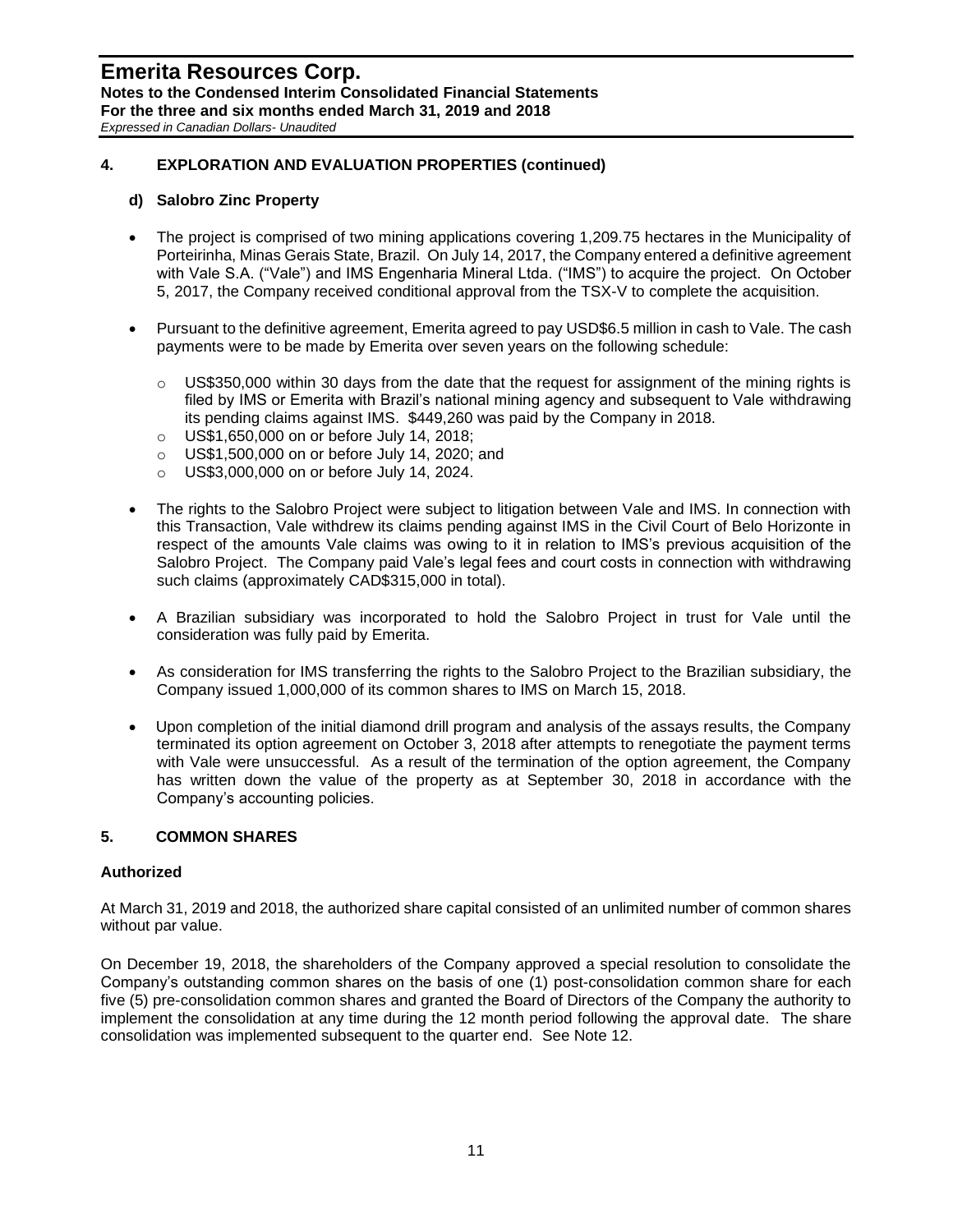## 4. EXPLORATION AND EVALUATION PROPERTIES (continued)

### d) Salobro Zinc Property

- The project is comprised of two mining applications covering 1,209.75 hectares in the Municipality of Porteirinha, Minas Gerais State, Brazil. On July 14, 2017, the Company entered a definitive agreement with Vale S.A. ("Vale") and IMS Engenharia Mineral Ltda. ("IMS") to acquire the project. On October 5, 2017, the Company received conditional approval from the TSX-V to complete the acquisition.

- Pursuant to the definitive agreement, Emerita agreed to pay USD$6.5 million in cash to Vale. The cash payments were to be made by Emerita over seven years on the following schedule:
  - US$350,000 within 30 days from the date that the request for assignment of the mining rights is filed by IMS or Emerita with Brazil's national mining agency and subsequent to Vale withdrawing its pending claims against IMS. $449,260 was paid by the Company in 2018.
  - US$1,650,000 on or before July 14, 2018;
  - US$1,500,000 on or before July 14, 2020; and
  - US$3,000,000 on or before July 14, 2024.

- The rights to the Salobro Project were subject to litigation between Vale and IMS. In connection with this Transaction, Vale withdrew its claims pending against IMS in the Civil Court of Belo Horizonte in respect of the amounts Vale claims was owing to it in relation to IMS's previous acquisition of the Salobro Project. The Company paid Vale's legal fees and court costs in connection with withdrawing such claims (approximately CAD$315,000 in total).

- A Brazilian subsidiary was incorporated to hold the Salobro Project in trust for Vale until the consideration was fully paid by Emerita.

- As consideration for IMS transferring the rights to the Salobro Project to the Brazilian subsidiary, the Company issued 1,000,000 of its common shares to IMS on March 15, 2018.

- Upon completion of the initial diamond drill program and analysis of the assays results, the Company terminated its option agreement on October 3, 2018 after attempts to renegotiate the payment terms with Vale were unsuccessful. As a result of the termination of the option agreement, the Company has written down the value of the property as at September 30, 2018 in accordance with the Company's accounting policies.

## 5. COMMON SHARES

### Authorized

At March 31, 2019 and 2018, the authorized share capital consisted of an unlimited number of common shares without par value.

On December 19, 2018, the shareholders of the Company approved a special resolution to consolidate the Company's outstanding common shares on the basis of one (1) post-consolidation common share for each five (5) pre-consolidation common shares and granted the Board of Directors of the Company the authority to implement the consolidation at any time during the 12 month period following the approval date. The share consolidation was implemented subsequent to the quarter end. See Note 12.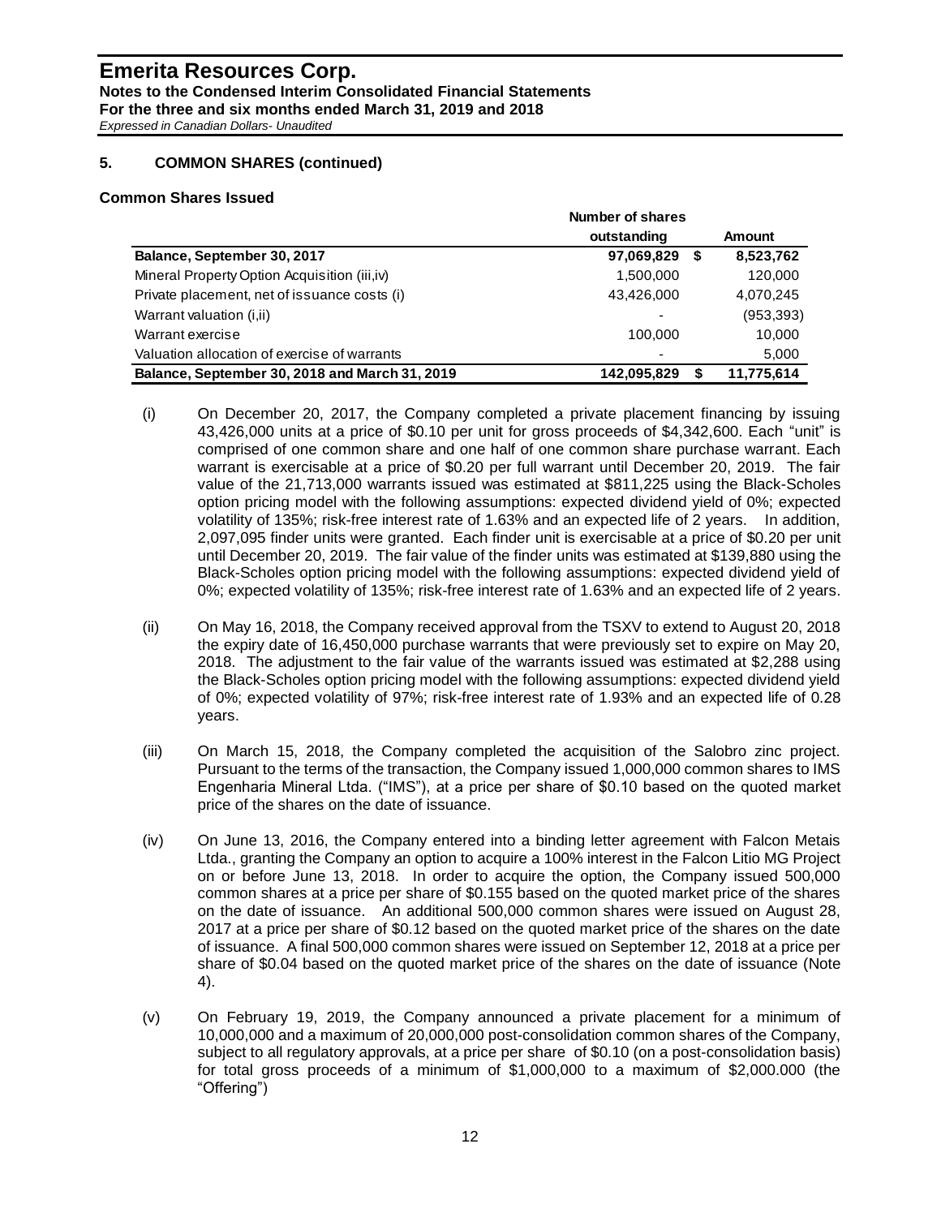## 5. COMMON SHARES (continued)

### Common Shares Issued

| | Number of shares outstanding | | Amount |
|---|---|---|---|
| **Balance, September 30, 2017** | **97,069,829** | **$** | **8,523,762** |
| Mineral Property Option Acquisition (iii,iv) | 1,500,000 | | 120,000 |
| Private placement, net of issuance costs (i) | 43,426,000 | | 4,070,245 |
| Warrant valuation (i,ii) | - | | (953,393) |
| Warrant exercise | 100,000 | | 10,000 |
| Valuation allocation of exercise of warrants | - | | 5,000 |
| **Balance, September 30, 2018 and March 31, 2019** | **142,095,829** | **$** | **11,775,614** |

(i) On December 20, 2017, the Company completed a private placement financing by issuing 43,426,000 units at a price of $0.10 per unit for gross proceeds of $4,342,600. Each "unit" is comprised of one common share and one half of one common share purchase warrant. Each warrant is exercisable at a price of $0.20 per full warrant until December 20, 2019. The fair value of the 21,713,000 warrants issued was estimated at $811,225 using the Black-Scholes option pricing model with the following assumptions: expected dividend yield of 0%; expected volatility of 135%; risk-free interest rate of 1.63% and an expected life of 2 years. In addition, 2,097,095 finder units were granted. Each finder unit is exercisable at a price of $0.20 per unit until December 20, 2019. The fair value of the finder units was estimated at $139,880 using the Black-Scholes option pricing model with the following assumptions: expected dividend yield of 0%; expected volatility of 135%; risk-free interest rate of 1.63% and an expected life of 2 years.

(ii) On May 16, 2018, the Company received approval from the TSXV to extend to August 20, 2018 the expiry date of 16,450,000 purchase warrants that were previously set to expire on May 20, 2018. The adjustment to the fair value of the warrants issued was estimated at $2,288 using the Black-Scholes option pricing model with the following assumptions: expected dividend yield of 0%; expected volatility of 97%; risk-free interest rate of 1.93% and an expected life of 0.28 years.

(iii) On March 15, 2018, the Company completed the acquisition of the Salobro zinc project. Pursuant to the terms of the transaction, the Company issued 1,000,000 common shares to IMS Engenharia Mineral Ltda. ("IMS"), at a price per share of $0.10 based on the quoted market price of the shares on the date of issuance.

(iv) On June 13, 2016, the Company entered into a binding letter agreement with Falcon Metais Ltda., granting the Company an option to acquire a 100% interest in the Falcon Litio MG Project on or before June 13, 2018. In order to acquire the option, the Company issued 500,000 common shares at a price per share of $0.155 based on the quoted market price of the shares on the date of issuance. An additional 500,000 common shares were issued on August 28, 2017 at a price per share of $0.12 based on the quoted market price of the shares on the date of issuance. A final 500,000 common shares were issued on September 12, 2018 at a price per share of $0.04 based on the quoted market price of the shares on the date of issuance (Note 4).

(v) On February 19, 2019, the Company announced a private placement for a minimum of 10,000,000 and a maximum of 20,000,000 post-consolidation common shares of the Company, subject to all regulatory approvals, at a price per share of $0.10 (on a post-consolidation basis) for total gross proceeds of a minimum of $1,000,000 to a maximum of $2,000.000 (the "Offering")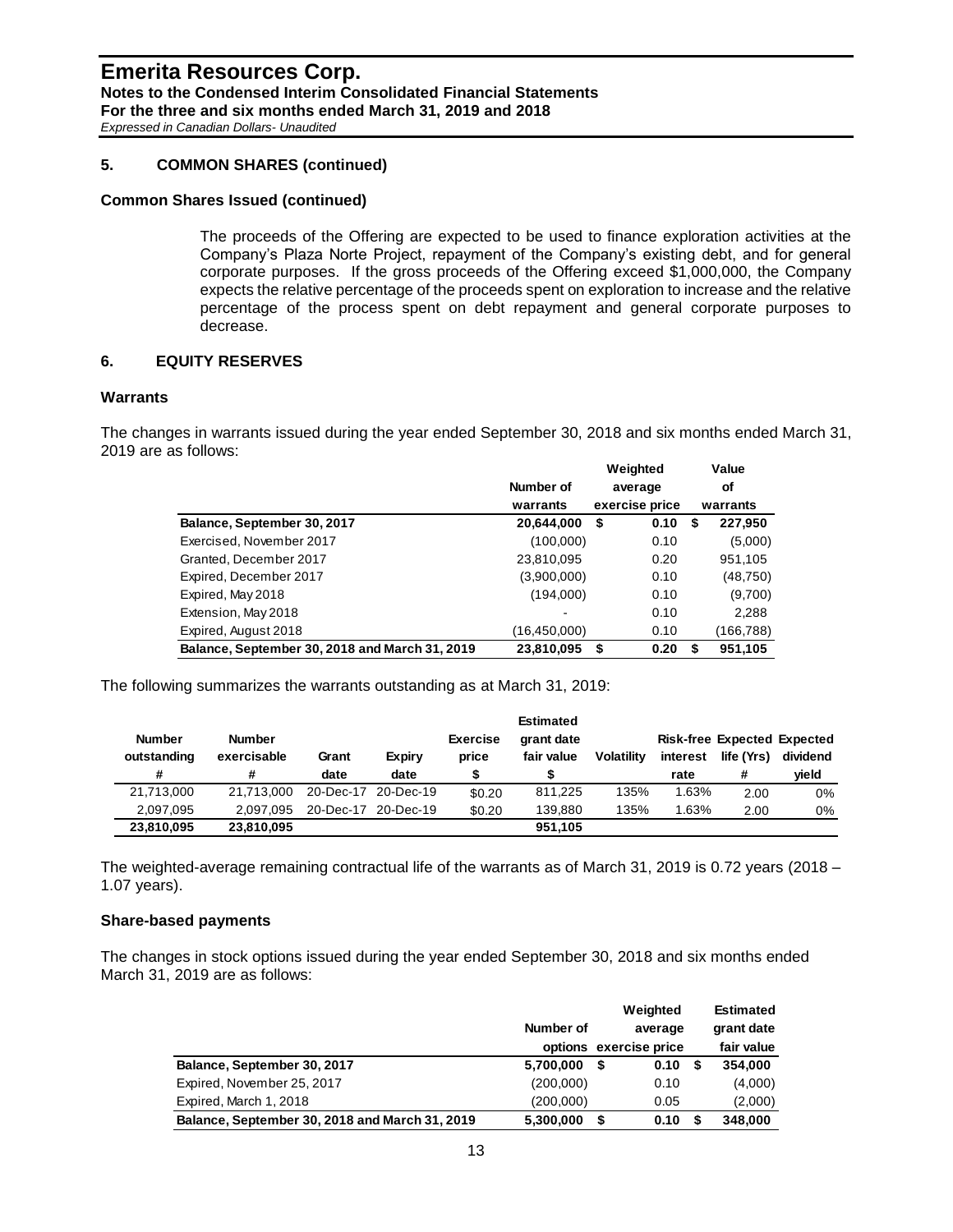## 5. COMMON SHARES (continued)

### Common Shares Issued (continued)

The proceeds of the Offering are expected to be used to finance exploration activities at the Company's Plaza Norte Project, repayment of the Company's existing debt, and for general corporate purposes. If the gross proceeds of the Offering exceed $1,000,000, the Company expects the relative percentage of the proceeds spent on exploration to increase and the relative percentage of the process spent on debt repayment and general corporate purposes to decrease.

## 6. EQUITY RESERVES

### Warrants

The changes in warrants issued during the year ended September 30, 2018 and six months ended March 31, 2019 are as follows:

| | Number of warrants | Weighted average exercise price | Value of warrants |
|---|---|---|---|
| **Balance, September 30, 2017** | **20,644,000** | **$ 0.10** | **$ 227,950** |
| Exercised, November 2017 | (100,000) | 0.10 | (5,000) |
| Granted, December 2017 | 23,810,095 | 0.20 | 951,105 |
| Expired, December 2017 | (3,900,000) | 0.10 | (48,750) |
| Expired, May 2018 | (194,000) | 0.10 | (9,700) |
| Extension, May 2018 | - | 0.10 | 2,288 |
| Expired, August 2018 | (16,450,000) | 0.10 | (166,788) |
| **Balance, September 30, 2018 and March 31, 2019** | **23,810,095** | **$ 0.20** | **$ 951,105** |

The following summarizes the warrants outstanding as at March 31, 2019:

| Number outstanding # | Number exercisable # | Grant date | Expiry date | Exercise price $ | Estimated grant date fair value $ | Volatility | Risk-free interest rate | Expected life (Yrs) # | Expected dividend yield |
|---|---|---|---|---|---|---|---|---|---|
| 21,713,000 | 21,713,000 | 20-Dec-17 | 20-Dec-19 | $0.20 | 811,225 | 135% | 1.63% | 2.00 | 0% |
| 2,097,095 | 2,097,095 | 20-Dec-17 | 20-Dec-19 | $0.20 | 139,880 | 135% | 1.63% | 2.00 | 0% |
| **23,810,095** | **23,810,095** | | | | **951,105** | | | | |

The weighted-average remaining contractual life of the warrants as of March 31, 2019 is 0.72 years (2018 – 1.07 years).

### Share-based payments

The changes in stock options issued during the year ended September 30, 2018 and six months ended March 31, 2019 are as follows:

| | Number of options | Weighted average exercise price | Estimated grant date fair value |
|---|---|---|---|
| **Balance, September 30, 2017** | **5,700,000** | **$ 0.10** | **$ 354,000** |
| Expired, November 25, 2017 | (200,000) | 0.10 | (4,000) |
| Expired, March 1, 2018 | (200,000) | 0.05 | (2,000) |
| **Balance, September 30, 2018 and March 31, 2019** | **5,300,000** | **$ 0.10** | **$ 348,000** |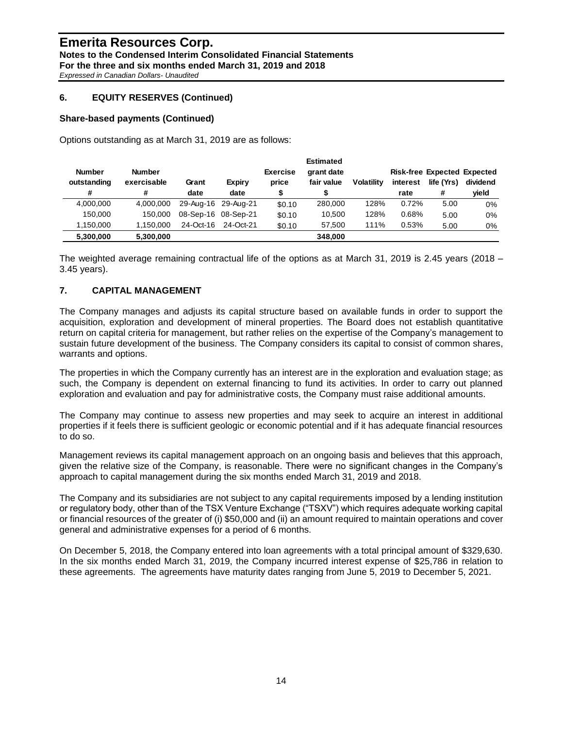## 6. EQUITY RESERVES (Continued)

### Share-based payments (Continued)

Options outstanding as at March 31, 2019 are as follows:

| Number outstanding # | Number exercisable # | Grant date | Expiry date | Exercise price $ | Estimated grant date fair value $ | Volatility | Risk-free interest rate | Expected life (Yrs) # | Expected dividend yield |
|---|---|---|---|---|---|---|---|---|---|
| 4,000,000 | 4,000,000 | 29-Aug-16 | 29-Aug-21 | $0.10 | 280,000 | 128% | 0.72% | 5.00 | 0% |
| 150,000 | 150,000 | 08-Sep-16 | 08-Sep-21 | $0.10 | 10,500 | 128% | 0.68% | 5.00 | 0% |
| 1,150,000 | 1,150,000 | 24-Oct-16 | 24-Oct-21 | $0.10 | 57,500 | 111% | 0.53% | 5.00 | 0% |
| **5,300,000** | **5,300,000** | | | | **348,000** | | | | |

The weighted average remaining contractual life of the options as at March 31, 2019 is 2.45 years (2018 – 3.45 years).

## 7. CAPITAL MANAGEMENT

The Company manages and adjusts its capital structure based on available funds in order to support the acquisition, exploration and development of mineral properties. The Board does not establish quantitative return on capital criteria for management, but rather relies on the expertise of the Company's management to sustain future development of the business. The Company considers its capital to consist of common shares, warrants and options.

The properties in which the Company currently has an interest are in the exploration and evaluation stage; as such, the Company is dependent on external financing to fund its activities. In order to carry out planned exploration and evaluation and pay for administrative costs, the Company must raise additional amounts.

The Company may continue to assess new properties and may seek to acquire an interest in additional properties if it feels there is sufficient geologic or economic potential and if it has adequate financial resources to do so.

Management reviews its capital management approach on an ongoing basis and believes that this approach, given the relative size of the Company, is reasonable. There were no significant changes in the Company's approach to capital management during the six months ended March 31, 2019 and 2018.

The Company and its subsidiaries are not subject to any capital requirements imposed by a lending institution or regulatory body, other than of the TSX Venture Exchange ("TSXV") which requires adequate working capital or financial resources of the greater of (i) $50,000 and (ii) an amount required to maintain operations and cover general and administrative expenses for a period of 6 months.

On December 5, 2018, the Company entered into loan agreements with a total principal amount of $329,630. In the six months ended March 31, 2019, the Company incurred interest expense of $25,786 in relation to these agreements. The agreements have maturity dates ranging from June 5, 2019 to December 5, 2021.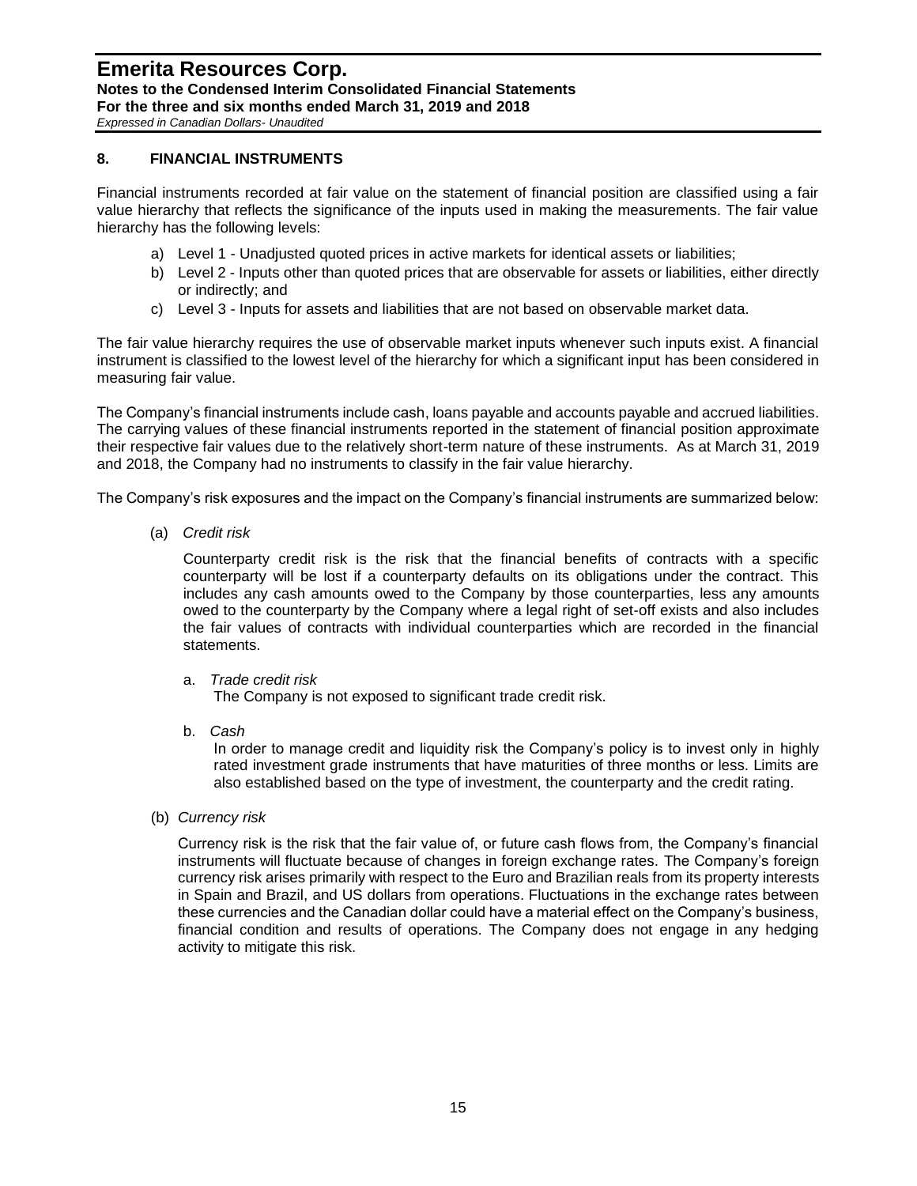## 8. FINANCIAL INSTRUMENTS

Financial instruments recorded at fair value on the statement of financial position are classified using a fair value hierarchy that reflects the significance of the inputs used in making the measurements. The fair value hierarchy has the following levels:

a) Level 1 - Unadjusted quoted prices in active markets for identical assets or liabilities;
b) Level 2 - Inputs other than quoted prices that are observable for assets or liabilities, either directly or indirectly; and
c) Level 3 - Inputs for assets and liabilities that are not based on observable market data.

The fair value hierarchy requires the use of observable market inputs whenever such inputs exist. A financial instrument is classified to the lowest level of the hierarchy for which a significant input has been considered in measuring fair value.

The Company's financial instruments include cash, loans payable and accounts payable and accrued liabilities. The carrying values of these financial instruments reported in the statement of financial position approximate their respective fair values due to the relatively short-term nature of these instruments. As at March 31, 2019 and 2018, the Company had no instruments to classify in the fair value hierarchy.

The Company's risk exposures and the impact on the Company's financial instruments are summarized below:

(a) *Credit risk*

Counterparty credit risk is the risk that the financial benefits of contracts with a specific counterparty will be lost if a counterparty defaults on its obligations under the contract. This includes any cash amounts owed to the Company by those counterparties, less any amounts owed to the counterparty by the Company where a legal right of set-off exists and also includes the fair values of contracts with individual counterparties which are recorded in the financial statements.

a. *Trade credit risk*
The Company is not exposed to significant trade credit risk.

b. *Cash*
In order to manage credit and liquidity risk the Company's policy is to invest only in highly rated investment grade instruments that have maturities of three months or less. Limits are also established based on the type of investment, the counterparty and the credit rating.

(b) *Currency risk*

Currency risk is the risk that the fair value of, or future cash flows from, the Company's financial instruments will fluctuate because of changes in foreign exchange rates. The Company's foreign currency risk arises primarily with respect to the Euro and Brazilian reals from its property interests in Spain and Brazil, and US dollars from operations. Fluctuations in the exchange rates between these currencies and the Canadian dollar could have a material effect on the Company's business, financial condition and results of operations. The Company does not engage in any hedging activity to mitigate this risk.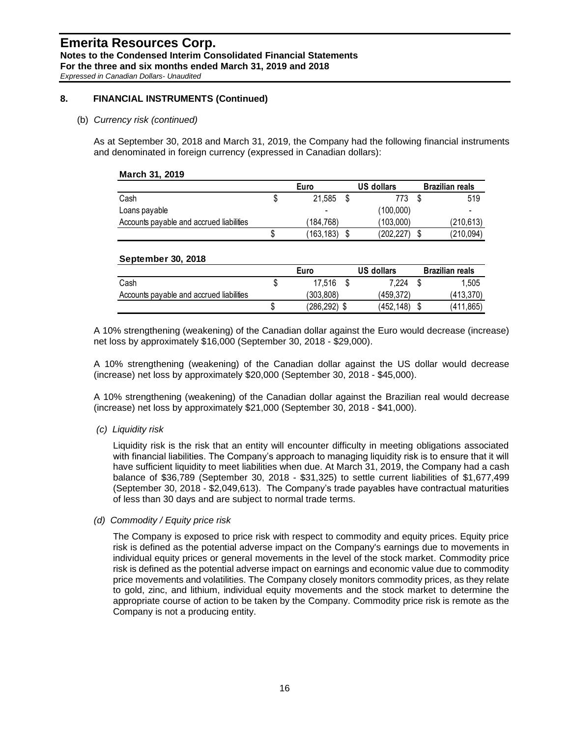## 8. FINANCIAL INSTRUMENTS (Continued)

(b) *Currency risk (continued)*

As at September 30, 2018 and March 31, 2019, the Company had the following financial instruments and denominated in foreign currency (expressed in Canadian dollars):

**March 31, 2019**

| | Euro | US dollars | Brazilian reals |
|---|---|---|---|
| Cash | $ 21,585 | $ 773 | $ 519 |
| Loans payable | - | (100,000) | - |
| Accounts payable and accrued liabilities | (184,768) | (103,000) | (210,613) |
| | $ (163,183) | $ (202,227) | $ (210,094) |

**September 30, 2018**

| | Euro | US dollars | Brazilian reals |
|---|---|---|---|
| Cash | $ 17,516 | $ 7,224 | $ 1,505 |
| Accounts payable and accrued liabilities | (303,808) | (459,372) | (413,370) |
| | $ (286,292) | $ (452,148) | $ (411,865) |

A 10% strengthening (weakening) of the Canadian dollar against the Euro would decrease (increase) net loss by approximately $16,000 (September 30, 2018 - $29,000).

A 10% strengthening (weakening) of the Canadian dollar against the US dollar would decrease (increase) net loss by approximately $20,000 (September 30, 2018 - $45,000).

A 10% strengthening (weakening) of the Canadian dollar against the Brazilian real would decrease (increase) net loss by approximately $21,000 (September 30, 2018 - $41,000).

*(c) Liquidity risk*

Liquidity risk is the risk that an entity will encounter difficulty in meeting obligations associated with financial liabilities. The Company's approach to managing liquidity risk is to ensure that it will have sufficient liquidity to meet liabilities when due. At March 31, 2019, the Company had a cash balance of $36,789 (September 30, 2018 - $31,325) to settle current liabilities of $1,677,499 (September 30, 2018 - $2,049,613). The Company's trade payables have contractual maturities of less than 30 days and are subject to normal trade terms.

*(d) Commodity / Equity price risk*

The Company is exposed to price risk with respect to commodity and equity prices. Equity price risk is defined as the potential adverse impact on the Company's earnings due to movements in individual equity prices or general movements in the level of the stock market. Commodity price risk is defined as the potential adverse impact on earnings and economic value due to commodity price movements and volatilities. The Company closely monitors commodity prices, as they relate to gold, zinc, and lithium, individual equity movements and the stock market to determine the appropriate course of action to be taken by the Company. Commodity price risk is remote as the Company is not a producing entity.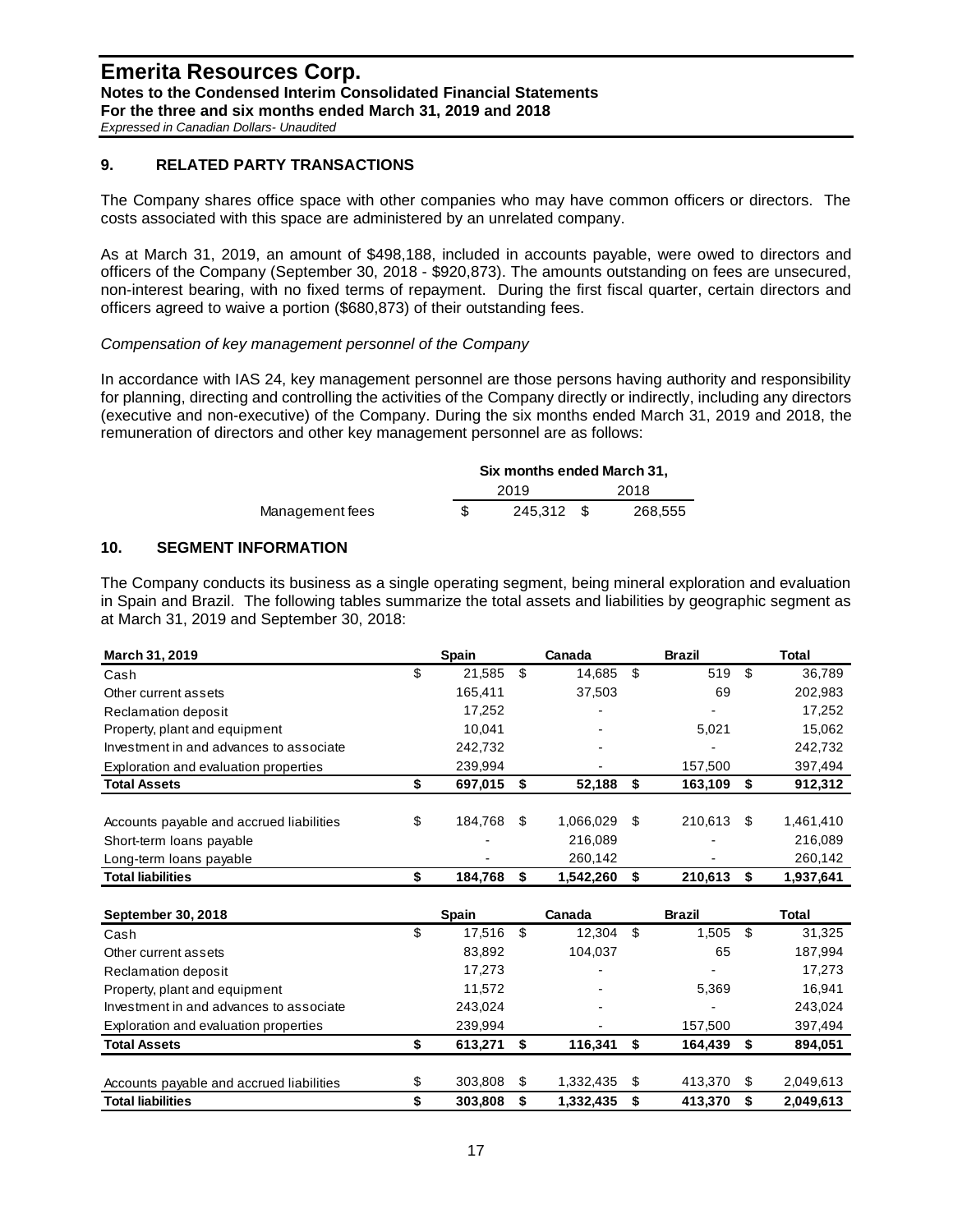## 9. RELATED PARTY TRANSACTIONS

The Company shares office space with other companies who may have common officers or directors. The costs associated with this space are administered by an unrelated company.

As at March 31, 2019, an amount of $498,188, included in accounts payable, were owed to directors and officers of the Company (September 30, 2018 - $920,873). The amounts outstanding on fees are unsecured, non-interest bearing, with no fixed terms of repayment. During the first fiscal quarter, certain directors and officers agreed to waive a portion ($680,873) of their outstanding fees.

*Compensation of key management personnel of the Company*

In accordance with IAS 24, key management personnel are those persons having authority and responsibility for planning, directing and controlling the activities of the Company directly or indirectly, including any directors (executive and non-executive) of the Company. During the six months ended March 31, 2019 and 2018, the remuneration of directors and other key management personnel are as follows:

| | Six months ended March 31, | |
|---|---|---|
| | 2019 | 2018 |
| Management fees | $ 245,312 | $ 268,555 |

## 10. SEGMENT INFORMATION

The Company conducts its business as a single operating segment, being mineral exploration and evaluation in Spain and Brazil. The following tables summarize the total assets and liabilities by geographic segment as at March 31, 2019 and September 30, 2018:

| March 31, 2019 | Spain | Canada | Brazil | Total |
|---|---|---|---|---|
| Cash | $ 21,585 | $ 14,685 | $ 519 | $ 36,789 |
| Other current assets | 165,411 | 37,503 | 69 | 202,983 |
| Reclamation deposit | 17,252 | - | - | 17,252 |
| Property, plant and equipment | 10,041 | - | 5,021 | 15,062 |
| Investment in and advances to associate | 242,732 | - | - | 242,732 |
| Exploration and evaluation properties | 239,994 | - | 157,500 | 397,494 |
| **Total Assets** | **$ 697,015** | **$ 52,188** | **$ 163,109** | **$ 912,312** |
| | | | | |
| Accounts payable and accrued liabilities | $ 184,768 | $ 1,066,029 | $ 210,613 | $ 1,461,410 |
| Short-term loans payable | - | 216,089 | - | 216,089 |
| Long-term loans payable | - | 260,142 | - | 260,142 |
| **Total liabilities** | **$ 184,768** | **$ 1,542,260** | **$ 210,613** | **$ 1,937,641** |

| September 30, 2018 | Spain | Canada | Brazil | Total |
|---|---|---|---|---|
| Cash | $ 17,516 | $ 12,304 | $ 1,505 | $ 31,325 |
| Other current assets | 83,892 | 104,037 | 65 | 187,994 |
| Reclamation deposit | 17,273 | - | - | 17,273 |
| Property, plant and equipment | 11,572 | - | 5,369 | 16,941 |
| Investment in and advances to associate | 243,024 | - | - | 243,024 |
| Exploration and evaluation properties | 239,994 | - | 157,500 | 397,494 |
| **Total Assets** | **$ 613,271** | **$ 116,341** | **$ 164,439** | **$ 894,051** |
| | | | | |
| Accounts payable and accrued liabilities | $ 303,808 | $ 1,332,435 | $ 413,370 | $ 2,049,613 |
| **Total liabilities** | **$ 303,808** | **$ 1,332,435** | **$ 413,370** | **$ 2,049,613** |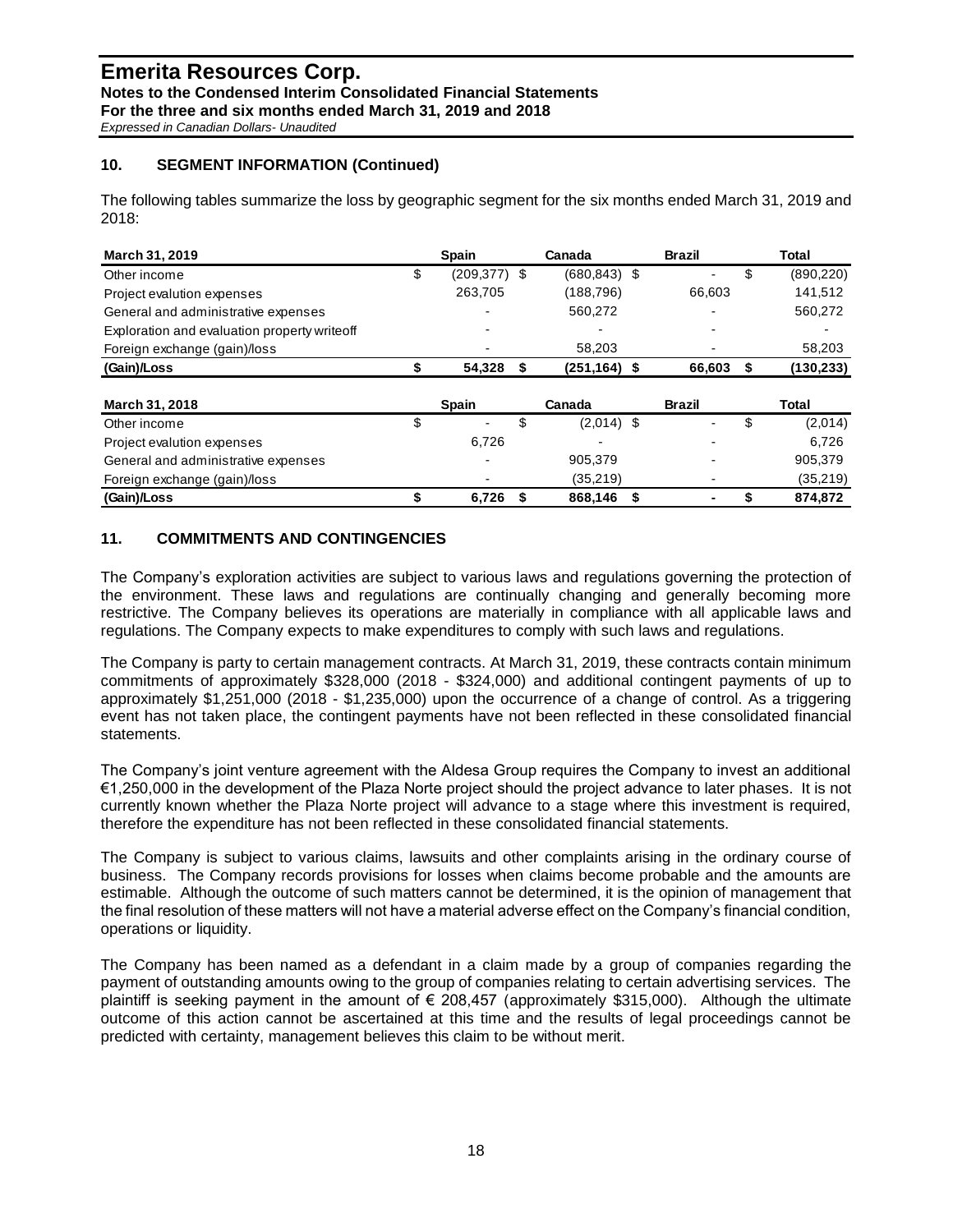## 10. SEGMENT INFORMATION (Continued)

The following tables summarize the loss by geographic segment for the six months ended March 31, 2019 and 2018:

| March 31, 2019 | Spain | Canada | Brazil | Total |
|---|---|---|---|---|
| Other income | $ (209,377) | $ (680,843) | $ - | $ (890,220) |
| Project evalution expenses | 263,705 | (188,796) | 66,603 | 141,512 |
| General and administrative expenses | - | 560,272 | - | 560,272 |
| Exploration and evaluation property writeoff | - | - | - | - |
| Foreign exchange (gain)/loss | - | 58,203 | - | 58,203 |
| **(Gain)/Loss** | **$ 54,328** | **$ (251,164)** | **$ 66,603** | **$ (130,233)** |

| March 31, 2018 | Spain | Canada | Brazil | Total |
|---|---|---|---|---|
| Other income | $ - | $ (2,014) | $ - | $ (2,014) |
| Project evalution expenses | 6,726 | - | - | 6,726 |
| General and administrative expenses | - | 905,379 | - | 905,379 |
| Foreign exchange (gain)/loss | - | (35,219) | - | (35,219) |
| **(Gain)/Loss** | **$ 6,726** | **$ 868,146** | **$ -** | **$ 874,872** |

## 11. COMMITMENTS AND CONTINGENCIES

The Company's exploration activities are subject to various laws and regulations governing the protection of the environment. These laws and regulations are continually changing and generally becoming more restrictive. The Company believes its operations are materially in compliance with all applicable laws and regulations. The Company expects to make expenditures to comply with such laws and regulations.

The Company is party to certain management contracts. At March 31, 2019, these contracts contain minimum commitments of approximately \$328,000 (2018 - \$324,000) and additional contingent payments of up to approximately \$1,251,000 (2018 - \$1,235,000) upon the occurrence of a change of control. As a triggering event has not taken place, the contingent payments have not been reflected in these consolidated financial statements.

The Company's joint venture agreement with the Aldesa Group requires the Company to invest an additional €1,250,000 in the development of the Plaza Norte project should the project advance to later phases. It is not currently known whether the Plaza Norte project will advance to a stage where this investment is required, therefore the expenditure has not been reflected in these consolidated financial statements.

The Company is subject to various claims, lawsuits and other complaints arising in the ordinary course of business. The Company records provisions for losses when claims become probable and the amounts are estimable. Although the outcome of such matters cannot be determined, it is the opinion of management that the final resolution of these matters will not have a material adverse effect on the Company's financial condition, operations or liquidity.

The Company has been named as a defendant in a claim made by a group of companies regarding the payment of outstanding amounts owing to the group of companies relating to certain advertising services. The plaintiff is seeking payment in the amount of € 208,457 (approximately \$315,000). Although the ultimate outcome of this action cannot be ascertained at this time and the results of legal proceedings cannot be predicted with certainty, management believes this claim to be without merit.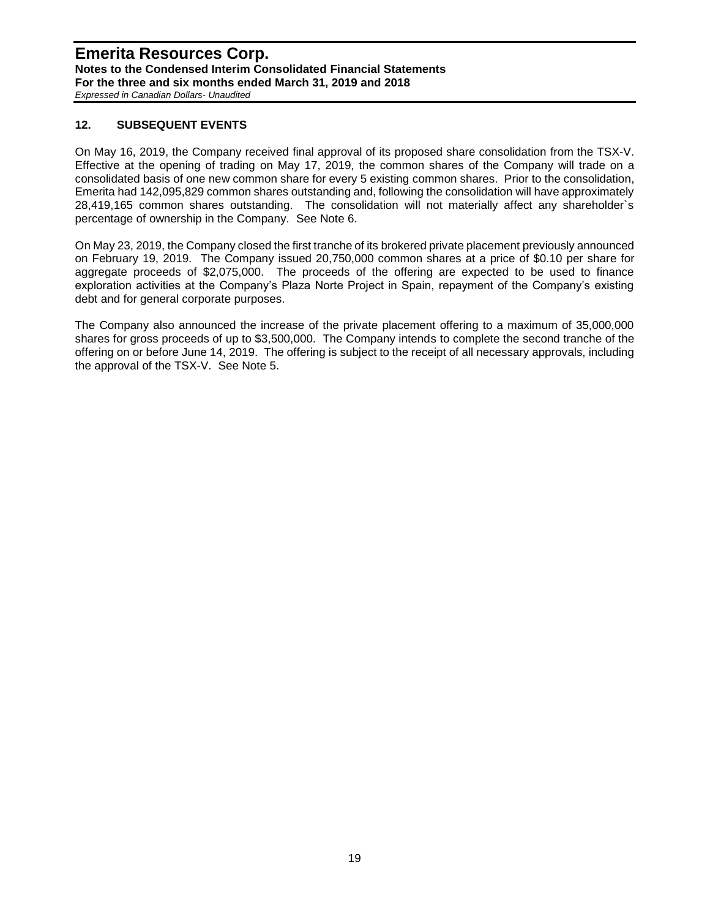## 12. SUBSEQUENT EVENTS

On May 16, 2019, the Company received final approval of its proposed share consolidation from the TSX-V. Effective at the opening of trading on May 17, 2019, the common shares of the Company will trade on a consolidated basis of one new common share for every 5 existing common shares. Prior to the consolidation, Emerita had 142,095,829 common shares outstanding and, following the consolidation will have approximately 28,419,165 common shares outstanding. The consolidation will not materially affect any shareholder`s percentage of ownership in the Company. See Note 6.

On May 23, 2019, the Company closed the first tranche of its brokered private placement previously announced on February 19, 2019. The Company issued 20,750,000 common shares at a price of $0.10 per share for aggregate proceeds of $2,075,000. The proceeds of the offering are expected to be used to finance exploration activities at the Company's Plaza Norte Project in Spain, repayment of the Company's existing debt and for general corporate purposes.

The Company also announced the increase of the private placement offering to a maximum of 35,000,000 shares for gross proceeds of up to $3,500,000. The Company intends to complete the second tranche of the offering on or before June 14, 2019. The offering is subject to the receipt of all necessary approvals, including the approval of the TSX-V. See Note 5.